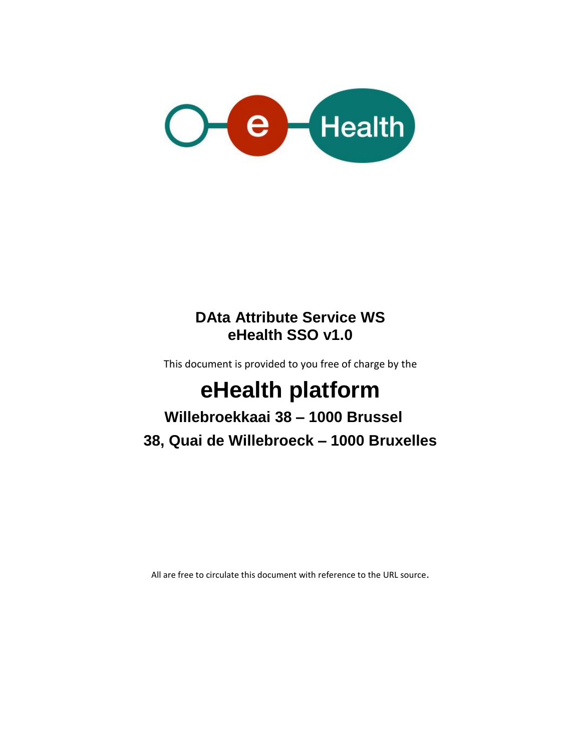# DAta Attribute Service WS
# eHealth SSO v1.0

This document is provided to you free of charge by the

# eHealth platform

**Willebroekkaai 38 – 1000 Brussel**

**38, Quai de Willebroeck – 1000 Bruxelles**

All are free to circulate this document with reference to the URL source.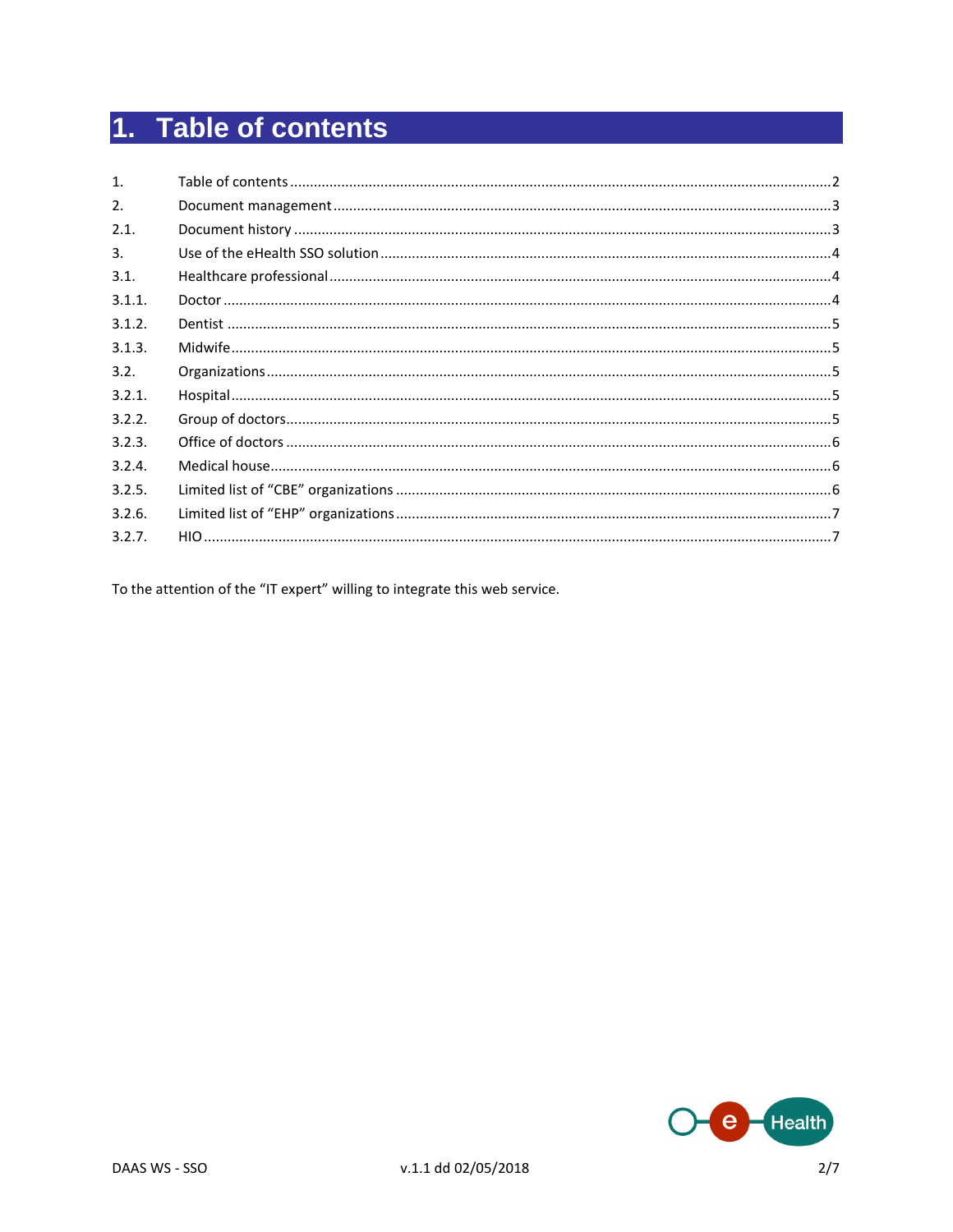# 1. Table of contents

| | | |
|---|---|---|
| 1. | Table of contents | 2 |
| 2. | Document management | 3 |
| 2.1. | Document history | 3 |
| 3. | Use of the eHealth SSO solution | 4 |
| 3.1. | Healthcare professional | 4 |
| 3.1.1. | Doctor | 4 |
| 3.1.2. | Dentist | 5 |
| 3.1.3. | Midwife | 5 |
| 3.2. | Organizations | 5 |
| 3.2.1. | Hospital | 5 |
| 3.2.2. | Group of doctors | 5 |
| 3.2.3. | Office of doctors | 6 |
| 3.2.4. | Medical house | 6 |
| 3.2.5. | Limited list of “CBE” organizations | 6 |
| 3.2.6. | Limited list of “EHP” organizations | 7 |
| 3.2.7. | HIO | 7 |

To the attention of the “IT expert” willing to integrate this web service.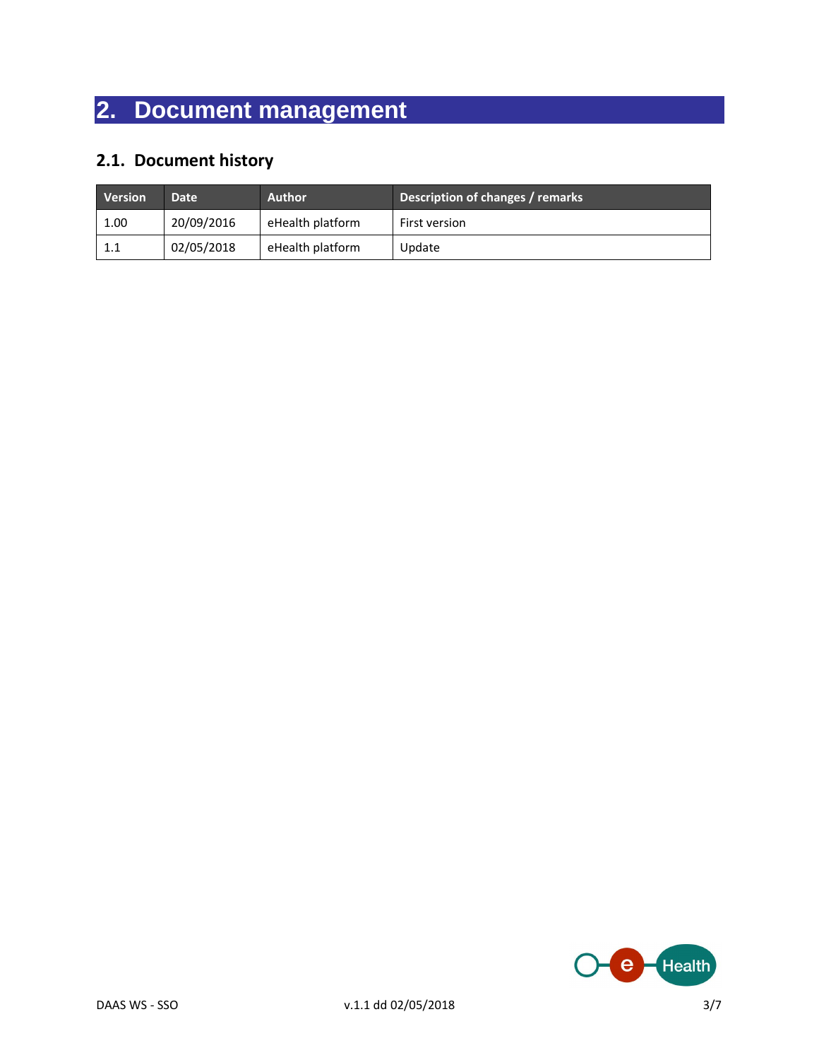# 2. Document management

## 2.1. Document history

| Version | Date | Author | Description of changes / remarks |
|---|---|---|---|
| 1.00 | 20/09/2016 | eHealth platform | First version |
| 1.1 | 02/05/2018 | eHealth platform | Update |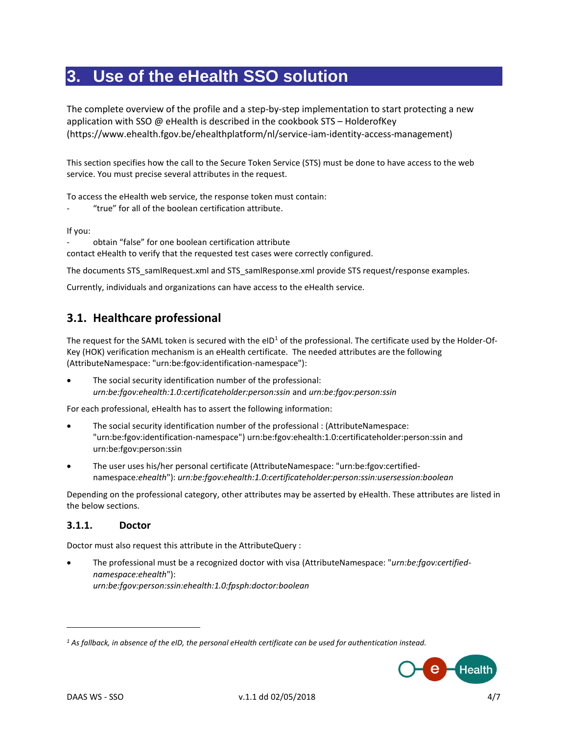# 3. Use of the eHealth SSO solution

The complete overview of the profile and a step-by-step implementation to start protecting a new application with SSO @ eHealth is described in the cookbook STS – HolderofKey (https://www.ehealth.fgov.be/ehealthplatform/nl/service-iam-identity-access-management)

This section specifies how the call to the Secure Token Service (STS) must be done to have access to the web service. You must precise several attributes in the request.

To access the eHealth web service, the response token must contain:

- "true" for all of the boolean certification attribute.

If you:

- obtain "false" for one boolean certification attribute

contact eHealth to verify that the requested test cases were correctly configured.

The documents STS_samlRequest.xml and STS_samlResponse.xml provide STS request/response examples.

Currently, individuals and organizations can have access to the eHealth service.

## 3.1. Healthcare professional

The request for the SAML token is secured with the eID[1] of the professional. The certificate used by the Holder-Of-Key (HOK) verification mechanism is an eHealth certificate. The needed attributes are the following (AttributeNamespace: "urn:be:fgov:identification-namespace"):

- The social security identification number of the professional: *urn:be:fgov:ehealth:1.0:certificateholder:person:ssin* and *urn:be:fgov:person:ssin*

For each professional, eHealth has to assert the following information:

- The social security identification number of the professional : (AttributeNamespace: "urn:be:fgov:identification-namespace") urn:be:fgov:ehealth:1.0:certificateholder:person:ssin and urn:be:fgov:person:ssin
- The user uses his/her personal certificate (AttributeNamespace: "urn:be:fgov:certified-namespace:*ehealth*"): *urn:be:fgov:ehealth:1.0:certificateholder:person:ssin:usersession:boolean*

Depending on the professional category, other attributes may be asserted by eHealth. These attributes are listed in the below sections.

### 3.1.1. Doctor

Doctor must also request this attribute in the AttributeQuery :

- The professional must be a recognized doctor with visa (AttributeNamespace: "*urn:be:fgov:certified-namespace:ehealth*"): *urn:be:fgov:person:ssin:ehealth:1.0:fpsph:doctor:boolean*

---

[1] *As fallback, in absence of the eID, the personal eHealth certificate can be used for authentication instead.*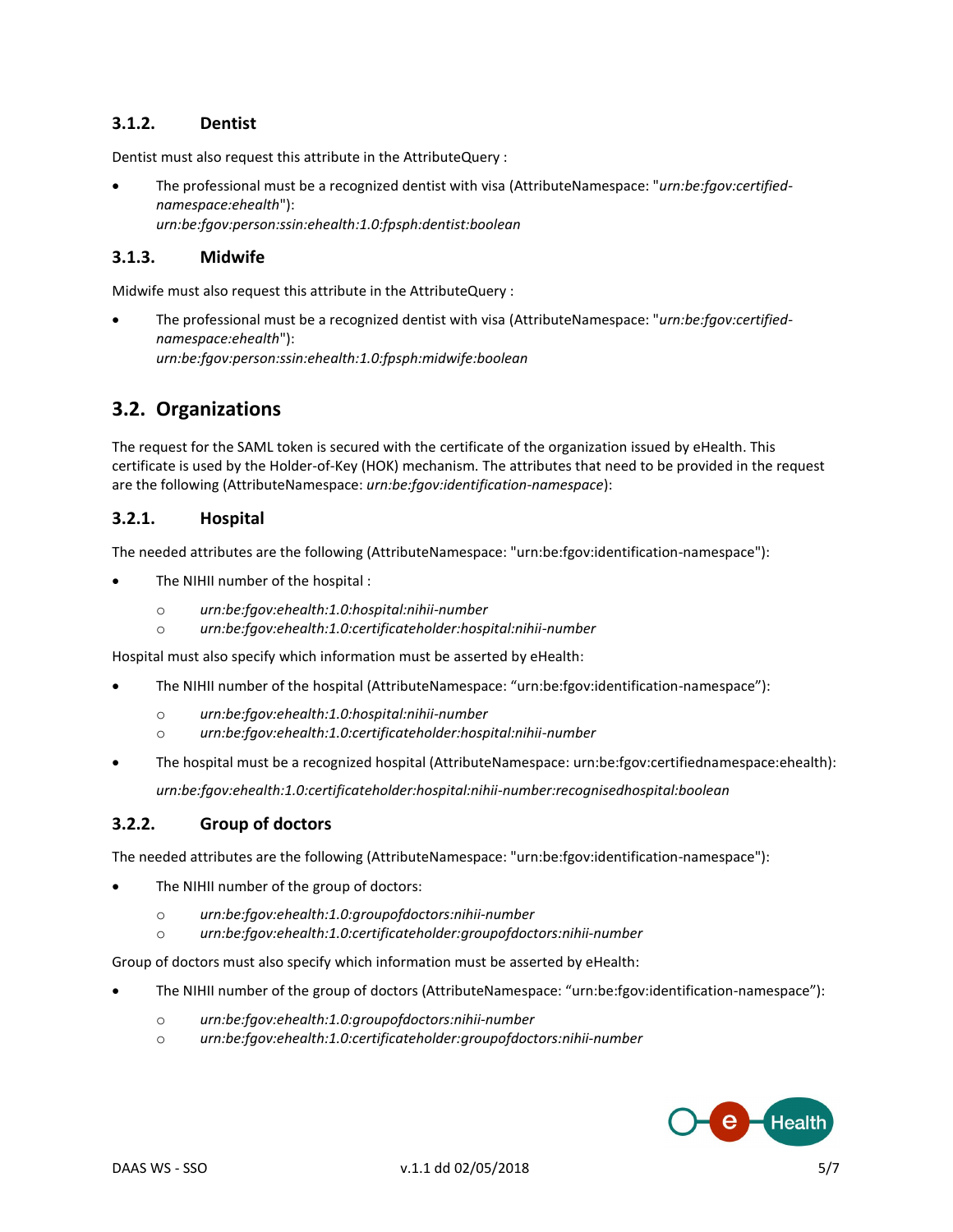### 3.1.2. Dentist

Dentist must also request this attribute in the AttributeQuery :

- The professional must be a recognized dentist with visa (AttributeNamespace: "*urn:be:fgov:certified-namespace:ehealth*"):
  *urn:be:fgov:person:ssin:ehealth:1.0:fpsph:dentist:boolean*

### 3.1.3. Midwife

Midwife must also request this attribute in the AttributeQuery :

- The professional must be a recognized dentist with visa (AttributeNamespace: "*urn:be:fgov:certified-namespace:ehealth*"):
  *urn:be:fgov:person:ssin:ehealth:1.0:fpsph:midwife:boolean*

## 3.2. Organizations

The request for the SAML token is secured with the certificate of the organization issued by eHealth. This certificate is used by the Holder-of-Key (HOK) mechanism. The attributes that need to be provided in the request are the following (AttributeNamespace: *urn:be:fgov:identification-namespace*):

### 3.2.1. Hospital

The needed attributes are the following (AttributeNamespace: "urn:be:fgov:identification-namespace"):

- The NIHII number of the hospital :
  - *urn:be:fgov:ehealth:1.0:hospital:nihii-number*
  - *urn:be:fgov:ehealth:1.0:certificateholder:hospital:nihii-number*

Hospital must also specify which information must be asserted by eHealth:

- The NIHII number of the hospital (AttributeNamespace: "urn:be:fgov:identification-namespace"):
  - *urn:be:fgov:ehealth:1.0:hospital:nihii-number*
  - *urn:be:fgov:ehealth:1.0:certificateholder:hospital:nihii-number*
- The hospital must be a recognized hospital (AttributeNamespace: urn:be:fgov:certifiednamespace:ehealth):

  *urn:be:fgov:ehealth:1.0:certificateholder:hospital:nihii-number:recognisedhospital:boolean*

### 3.2.2. Group of doctors

The needed attributes are the following (AttributeNamespace: "urn:be:fgov:identification-namespace"):

- The NIHII number of the group of doctors:
  - *urn:be:fgov:ehealth:1.0:groupofdoctors:nihii-number*
  - *urn:be:fgov:ehealth:1.0:certificateholder:groupofdoctors:nihii-number*

Group of doctors must also specify which information must be asserted by eHealth:

- The NIHII number of the group of doctors (AttributeNamespace: "urn:be:fgov:identification-namespace"):
  - *urn:be:fgov:ehealth:1.0:groupofdoctors:nihii-number*
  - *urn:be:fgov:ehealth:1.0:certificateholder:groupofdoctors:nihii-number*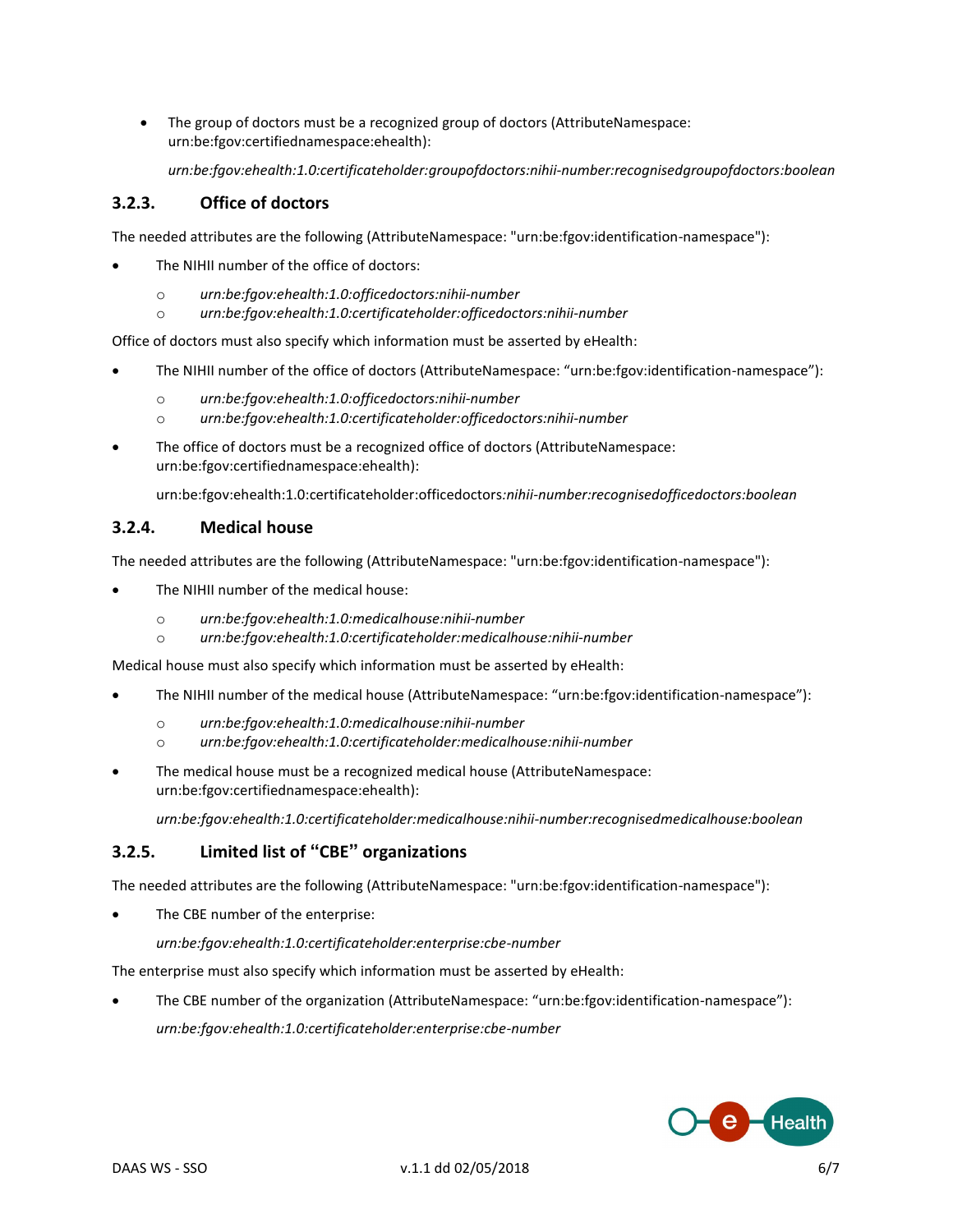- The group of doctors must be a recognized group of doctors (AttributeNamespace: urn:be:fgov:certifiednamespace:ehealth):

  *urn:be:fgov:ehealth:1.0:certificateholder:groupofdoctors:nihii-number:recognisedgroupofdoctors:boolean*

### 3.2.3. Office of doctors

The needed attributes are the following (AttributeNamespace: "urn:be:fgov:identification-namespace"):

- The NIHII number of the office of doctors:
  - *urn:be:fgov:ehealth:1.0:officedoctors:nihii-number*
  - *urn:be:fgov:ehealth:1.0:certificateholder:officedoctors:nihii-number*

Office of doctors must also specify which information must be asserted by eHealth:

- The NIHII number of the office of doctors (AttributeNamespace: "urn:be:fgov:identification-namespace"):
  - *urn:be:fgov:ehealth:1.0:officedoctors:nihii-number*
  - *urn:be:fgov:ehealth:1.0:certificateholder:officedoctors:nihii-number*
- The office of doctors must be a recognized office of doctors (AttributeNamespace: urn:be:fgov:certifiednamespace:ehealth):

  urn:be:fgov:ehealth:1.0:certificateholder:officedoctors*:nihii-number:recognisedofficedoctors:boolean*

### 3.2.4. Medical house

The needed attributes are the following (AttributeNamespace: "urn:be:fgov:identification-namespace"):

- The NIHII number of the medical house:
  - *urn:be:fgov:ehealth:1.0:medicalhouse:nihii-number*
  - *urn:be:fgov:ehealth:1.0:certificateholder:medicalhouse:nihii-number*

Medical house must also specify which information must be asserted by eHealth:

- The NIHII number of the medical house (AttributeNamespace: "urn:be:fgov:identification-namespace"):
  - *urn:be:fgov:ehealth:1.0:medicalhouse:nihii-number*
  - *urn:be:fgov:ehealth:1.0:certificateholder:medicalhouse:nihii-number*
- The medical house must be a recognized medical house (AttributeNamespace: urn:be:fgov:certifiednamespace:ehealth):

  *urn:be:fgov:ehealth:1.0:certificateholder:medicalhouse:nihii-number:recognisedmedicalhouse:boolean*

### 3.2.5. Limited list of "CBE" organizations

The needed attributes are the following (AttributeNamespace: "urn:be:fgov:identification-namespace"):

- The CBE number of the enterprise:

  *urn:be:fgov:ehealth:1.0:certificateholder:enterprise:cbe-number*

The enterprise must also specify which information must be asserted by eHealth:

- The CBE number of the organization (AttributeNamespace: "urn:be:fgov:identification-namespace"):

  *urn:be:fgov:ehealth:1.0:certificateholder:enterprise:cbe-number*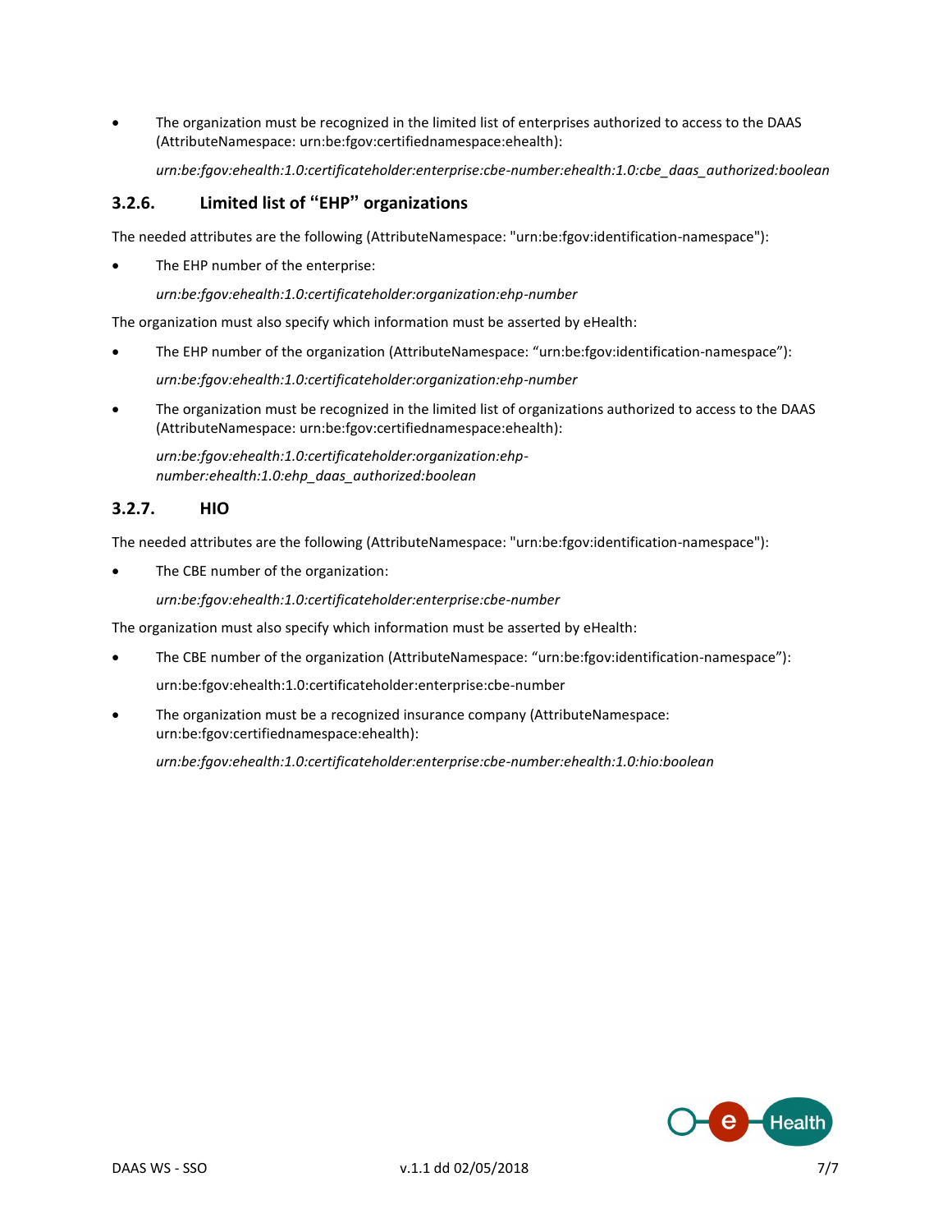- The organization must be recognized in the limited list of enterprises authorized to access to the DAAS (AttributeNamespace: urn:be:fgov:certifiednamespace:ehealth):

  *urn:be:fgov:ehealth:1.0:certificateholder:enterprise:cbe-number:ehealth:1.0:cbe_daas_authorized:boolean*

### 3.2.6. Limited list of "EHP" organizations

The needed attributes are the following (AttributeNamespace: "urn:be:fgov:identification-namespace"):

- The EHP number of the enterprise:

  *urn:be:fgov:ehealth:1.0:certificateholder:organization:ehp-number*

The organization must also specify which information must be asserted by eHealth:

- The EHP number of the organization (AttributeNamespace: "urn:be:fgov:identification-namespace"):

  *urn:be:fgov:ehealth:1.0:certificateholder:organization:ehp-number*

- The organization must be recognized in the limited list of organizations authorized to access to the DAAS (AttributeNamespace: urn:be:fgov:certifiednamespace:ehealth):

  *urn:be:fgov:ehealth:1.0:certificateholder:organization:ehp-number:ehealth:1.0:ehp_daas_authorized:boolean*

### 3.2.7. HIO

The needed attributes are the following (AttributeNamespace: "urn:be:fgov:identification-namespace"):

- The CBE number of the organization:

  *urn:be:fgov:ehealth:1.0:certificateholder:enterprise:cbe-number*

The organization must also specify which information must be asserted by eHealth:

- The CBE number of the organization (AttributeNamespace: "urn:be:fgov:identification-namespace"):

  urn:be:fgov:ehealth:1.0:certificateholder:enterprise:cbe-number

- The organization must be a recognized insurance company (AttributeNamespace: urn:be:fgov:certifiednamespace:ehealth):

  *urn:be:fgov:ehealth:1.0:certificateholder:enterprise:cbe-number:ehealth:1.0:hio:boolean*